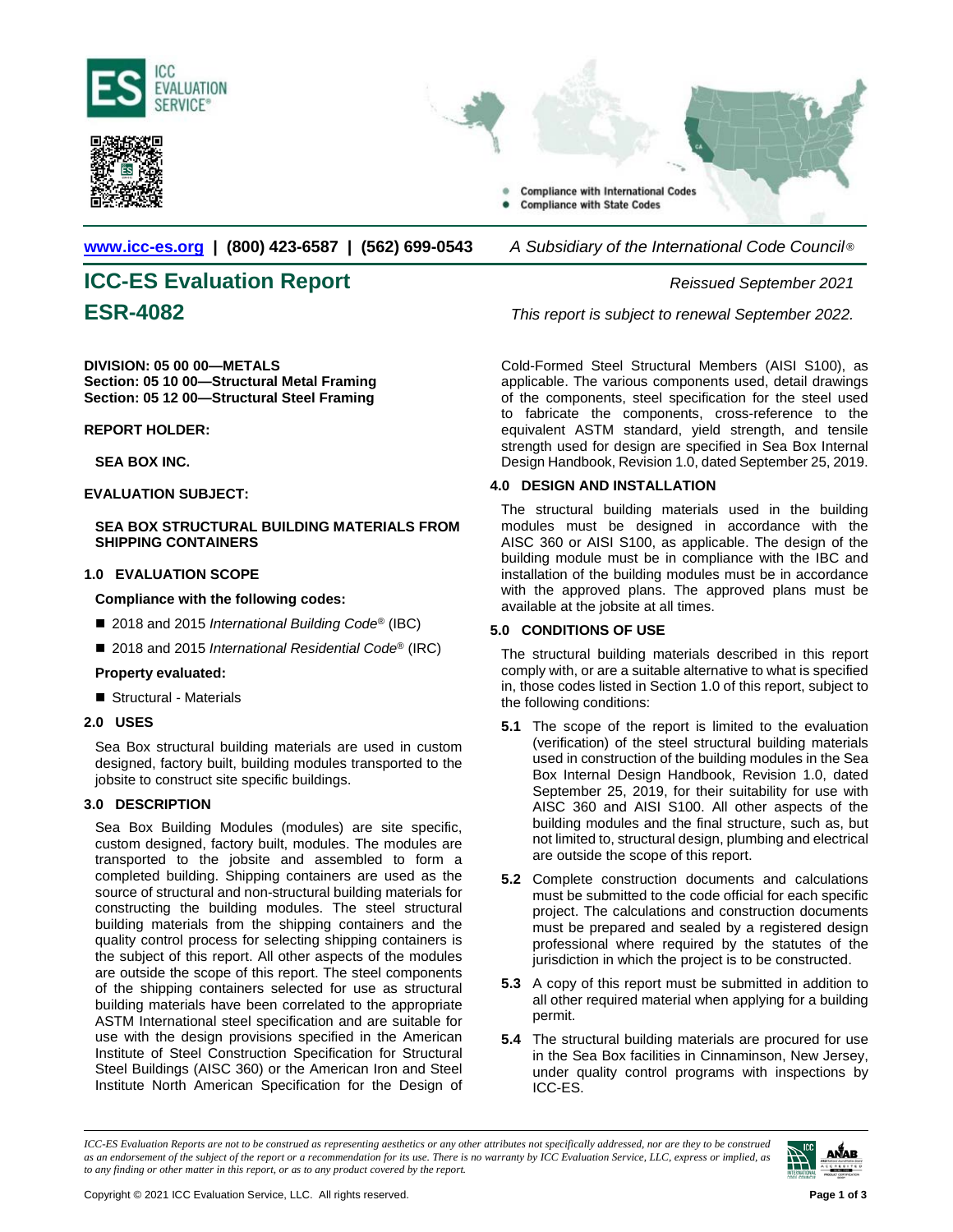www.icc-es.org | (800) 423-6587 | (562) 699-0543 *A Subsidiary of the International Code Council®*

# ICC-ES Evaluation Report

# ESR-4082

*Reissued September 2021*

*This report is subject to renewal September 2022.*

**DIVISION: 05 00 00—METALS**
**Section: 05 10 00—Structural Metal Framing**
**Section: 05 12 00—Structural Steel Framing**

**REPORT HOLDER:**

**SEA BOX INC.**

**EVALUATION SUBJECT:**

**SEA BOX STRUCTURAL BUILDING MATERIALS FROM SHIPPING CONTAINERS**

## 1.0 EVALUATION SCOPE

**Compliance with the following codes:**

- 2018 and 2015 *International Building Code*® (IBC)
- 2018 and 2015 *International Residential Code*® (IRC)

**Property evaluated:**

- Structural - Materials

## 2.0 USES

Sea Box structural building materials are used in custom designed, factory built, building modules transported to the jobsite to construct site specific buildings.

## 3.0 DESCRIPTION

Sea Box Building Modules (modules) are site specific, custom designed, factory built, modules. The modules are transported to the jobsite and assembled to form a completed building. Shipping containers are used as the source of structural and non-structural building materials for constructing the building modules. The steel structural building materials from the shipping containers and the quality control process for selecting shipping containers is the subject of this report. All other aspects of the modules are outside the scope of this report. The steel components of the shipping containers selected for use as structural building materials have been correlated to the appropriate ASTM International steel specification and are suitable for use with the design provisions specified in the American Institute of Steel Construction Specification for Structural Steel Buildings (AISC 360) or the American Iron and Steel Institute North American Specification for the Design of Cold-Formed Steel Structural Members (AISI S100), as applicable. The various components used, detail drawings of the components, steel specification for the steel used to fabricate the components, cross-reference to the equivalent ASTM standard, yield strength, and tensile strength used for design are specified in Sea Box Internal Design Handbook, Revision 1.0, dated September 25, 2019.

## 4.0 DESIGN AND INSTALLATION

The structural building materials used in the building modules must be designed in accordance with the AISC 360 or AISI S100, as applicable. The design of the building module must be in compliance with the IBC and installation of the building modules must be in accordance with the approved plans. The approved plans must be available at the jobsite at all times.

## 5.0 CONDITIONS OF USE

The structural building materials described in this report comply with, or are a suitable alternative to what is specified in, those codes listed in Section 1.0 of this report, subject to the following conditions:

**5.1** The scope of the report is limited to the evaluation (verification) of the steel structural building materials used in construction of the building modules in the Sea Box Internal Design Handbook, Revision 1.0, dated September 25, 2019, for their suitability for use with AISC 360 and AISI S100. All other aspects of the building modules and the final structure, such as, but not limited to, structural design, plumbing and electrical are outside the scope of this report.

**5.2** Complete construction documents and calculations must be submitted to the code official for each specific project. The calculations and construction documents must be prepared and sealed by a registered design professional where required by the statutes of the jurisdiction in which the project is to be constructed.

**5.3** A copy of this report must be submitted in addition to all other required material when applying for a building permit.

**5.4** The structural building materials are procured for use in the Sea Box facilities in Cinnaminson, New Jersey, under quality control programs with inspections by ICC-ES.

*ICC-ES Evaluation Reports are not to be construed as representing aesthetics or any other attributes not specifically addressed, nor are they to be construed as an endorsement of the subject of the report or a recommendation for its use. There is no warranty by ICC Evaluation Service, LLC, express or implied, as to any finding or other matter in this report, or as to any product covered by the report.*

Copyright © 2021 ICC Evaluation Service, LLC. All rights reserved.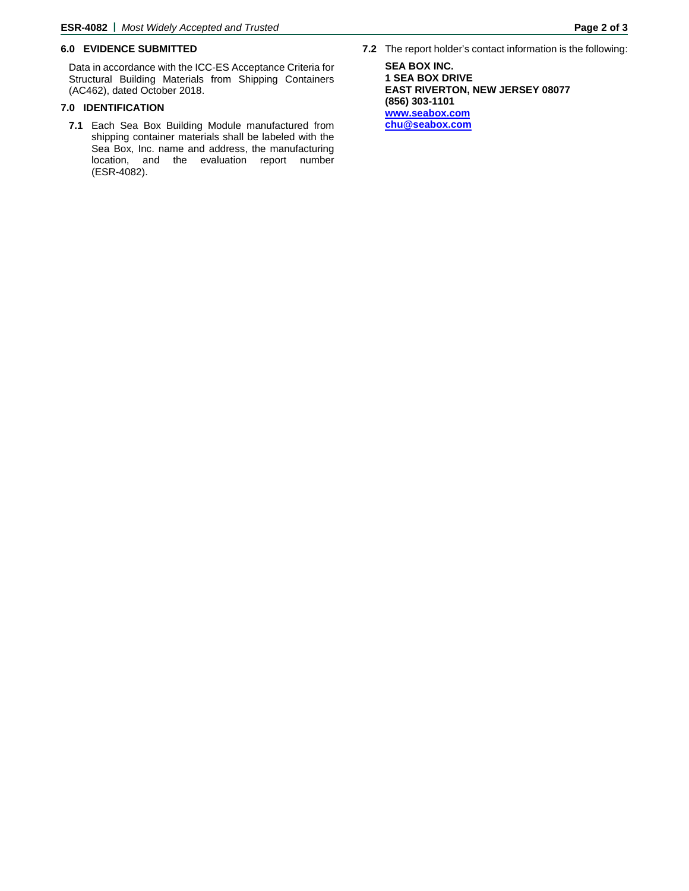## 6.0 EVIDENCE SUBMITTED

Data in accordance with the ICC-ES Acceptance Criteria for Structural Building Materials from Shipping Containers (AC462), dated October 2018.

## 7.0 IDENTIFICATION

**7.1** Each Sea Box Building Module manufactured from shipping container materials shall be labeled with the Sea Box, Inc. name and address, the manufacturing location, and the evaluation report number (ESR-4082).

**7.2** The report holder's contact information is the following:

**SEA BOX INC.**
**1 SEA BOX DRIVE**
**EAST RIVERTON, NEW JERSEY 08077**
**(856) 303-1101**
**www.seabox.com**
**chu@seabox.com**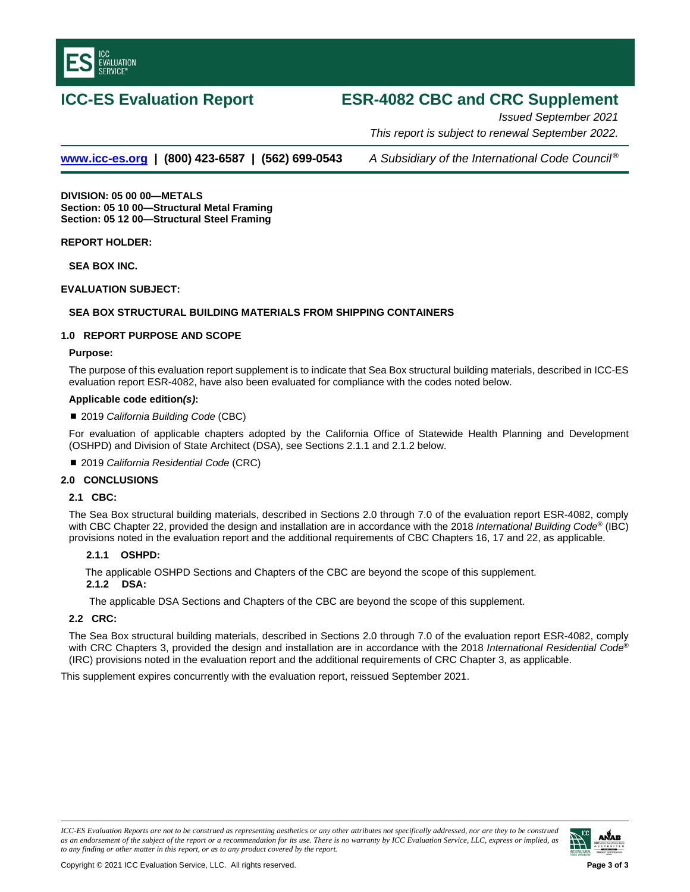# ICC-ES Evaluation Report

# ESR-4082 CBC and CRC Supplement

*Issued September 2021*

*This report is subject to renewal September 2022.*

**www.icc-es.org | (800) 423-6587 | (562) 699-0543** *A Subsidiary of the International Code Council®*

**DIVISION: 05 00 00—METALS**
**Section: 05 10 00—Structural Metal Framing**
**Section: 05 12 00—Structural Steel Framing**

**REPORT HOLDER:**

**SEA BOX INC.**

**EVALUATION SUBJECT:**

**SEA BOX STRUCTURAL BUILDING MATERIALS FROM SHIPPING CONTAINERS**

## 1.0 REPORT PURPOSE AND SCOPE

**Purpose:**

The purpose of this evaluation report supplement is to indicate that Sea Box structural building materials, described in ICC-ES evaluation report ESR-4082, have also been evaluated for compliance with the codes noted below.

**Applicable code edition*(s)*:**

- 2019 *California Building Code* (CBC)

For evaluation of applicable chapters adopted by the California Office of Statewide Health Planning and Development (OSHPD) and Division of State Architect (DSA), see Sections 2.1.1 and 2.1.2 below.

- 2019 *California Residential Code* (CRC)

## 2.0 CONCLUSIONS

### 2.1 CBC:

The Sea Box structural building materials, described in Sections 2.0 through 7.0 of the evaluation report ESR-4082, comply with CBC Chapter 22, provided the design and installation are in accordance with the 2018 *International Building Code®* (IBC) provisions noted in the evaluation report and the additional requirements of CBC Chapters 16, 17 and 22, as applicable.

#### 2.1.1 OSHPD:

The applicable OSHPD Sections and Chapters of the CBC are beyond the scope of this supplement.

#### 2.1.2 DSA:

The applicable DSA Sections and Chapters of the CBC are beyond the scope of this supplement.

### 2.2 CRC:

The Sea Box structural building materials, described in Sections 2.0 through 7.0 of the evaluation report ESR-4082, comply with CRC Chapters 3, provided the design and installation are in accordance with the 2018 *International Residential Code®* (IRC) provisions noted in the evaluation report and the additional requirements of CRC Chapter 3, as applicable.

This supplement expires concurrently with the evaluation report, reissued September 2021.

*ICC-ES Evaluation Reports are not to be construed as representing aesthetics or any other attributes not specifically addressed, nor are they to be construed as an endorsement of the subject of the report or a recommendation for its use. There is no warranty by ICC Evaluation Service, LLC, express or implied, as to any finding or other matter in this report, or as to any product covered by the report.*

Copyright © 2021 ICC Evaluation Service, LLC. All rights reserved.